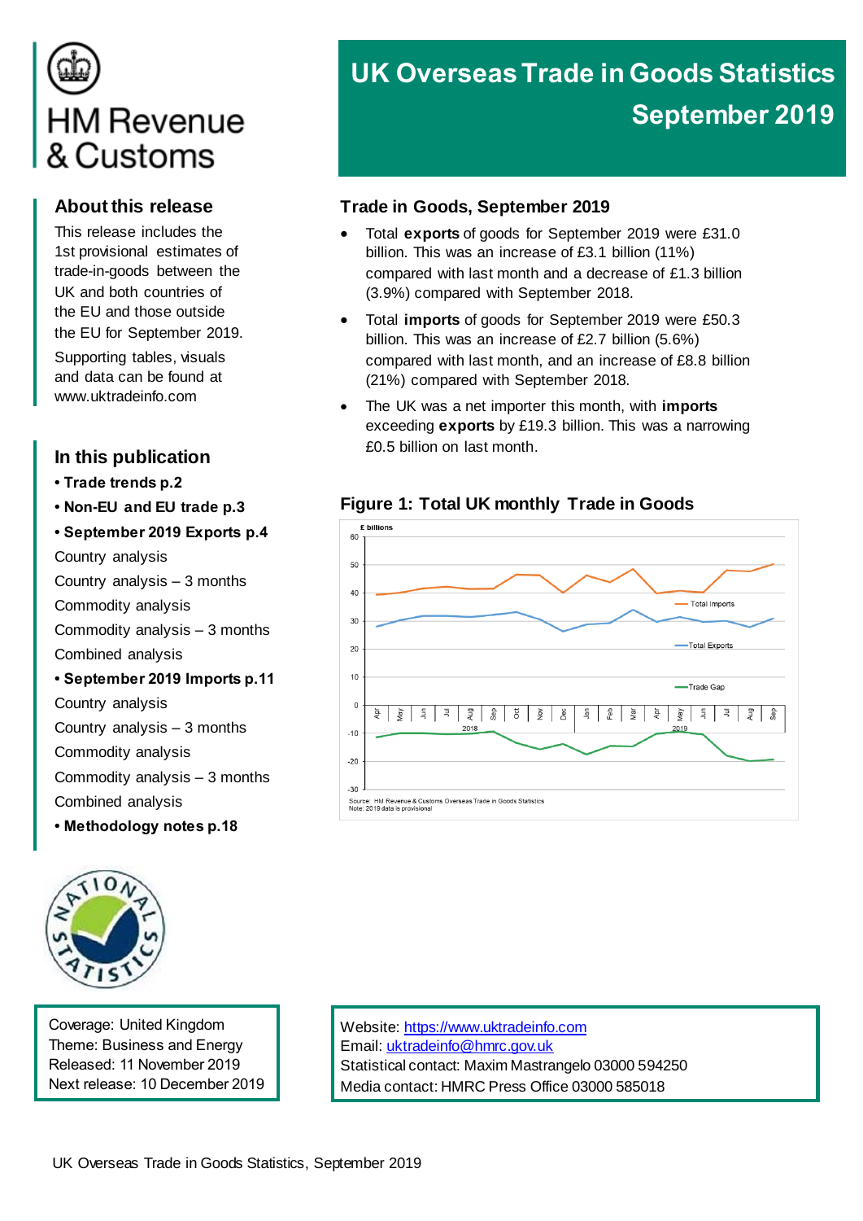HM Revenue & Customs

# UK Overseas Trade in Goods Statistics September 2019

## About this release

This release includes the 1st provisional estimates of trade-in-goods between the UK and both countries of the EU and those outside the EU for September 2019.

Supporting tables, visuals and data can be found at www.uktradeinfo.com

## In this publication

- **Trade trends p.2**
- **Non-EU and EU trade p.3**
- **September 2019 Exports p.4**

  Country analysis

  Country analysis – 3 months

  Commodity analysis

  Commodity analysis – 3 months

  Combined analysis
- **September 2019 Imports p.11**

  Country analysis

  Country analysis – 3 months

  Commodity analysis

  Commodity analysis – 3 months

  Combined analysis
- **Methodology notes p.18**

Coverage: United Kingdom
Theme: Business and Energy
Released: 11 November 2019
Next release: 10 December 2019

## Trade in Goods, September 2019

- Total **exports** of goods for September 2019 were £31.0 billion. This was an increase of £3.1 billion (11%) compared with last month and a decrease of £1.3 billion (3.9%) compared with September 2018.
- Total **imports** of goods for September 2019 were £50.3 billion. This was an increase of £2.7 billion (5.6%) compared with last month, and an increase of £8.8 billion (21%) compared with September 2018.
- The UK was a net importer this month, with **imports** exceeding **exports** by £19.3 billion. This was a narrowing £0.5 billion on last month.

### Figure 1: Total UK monthly Trade in Goods

Source: HM Revenue & Customs Overseas Trade in Goods Statistics
Note: 2018 data is provisional

Website: https://www.uktradeinfo.com
Email: uktradeinfo@hmrc.gov.uk
Statistical contact: Maxim Mastrangelo 03000 594250
Media contact: HMRC Press Office 03000 585018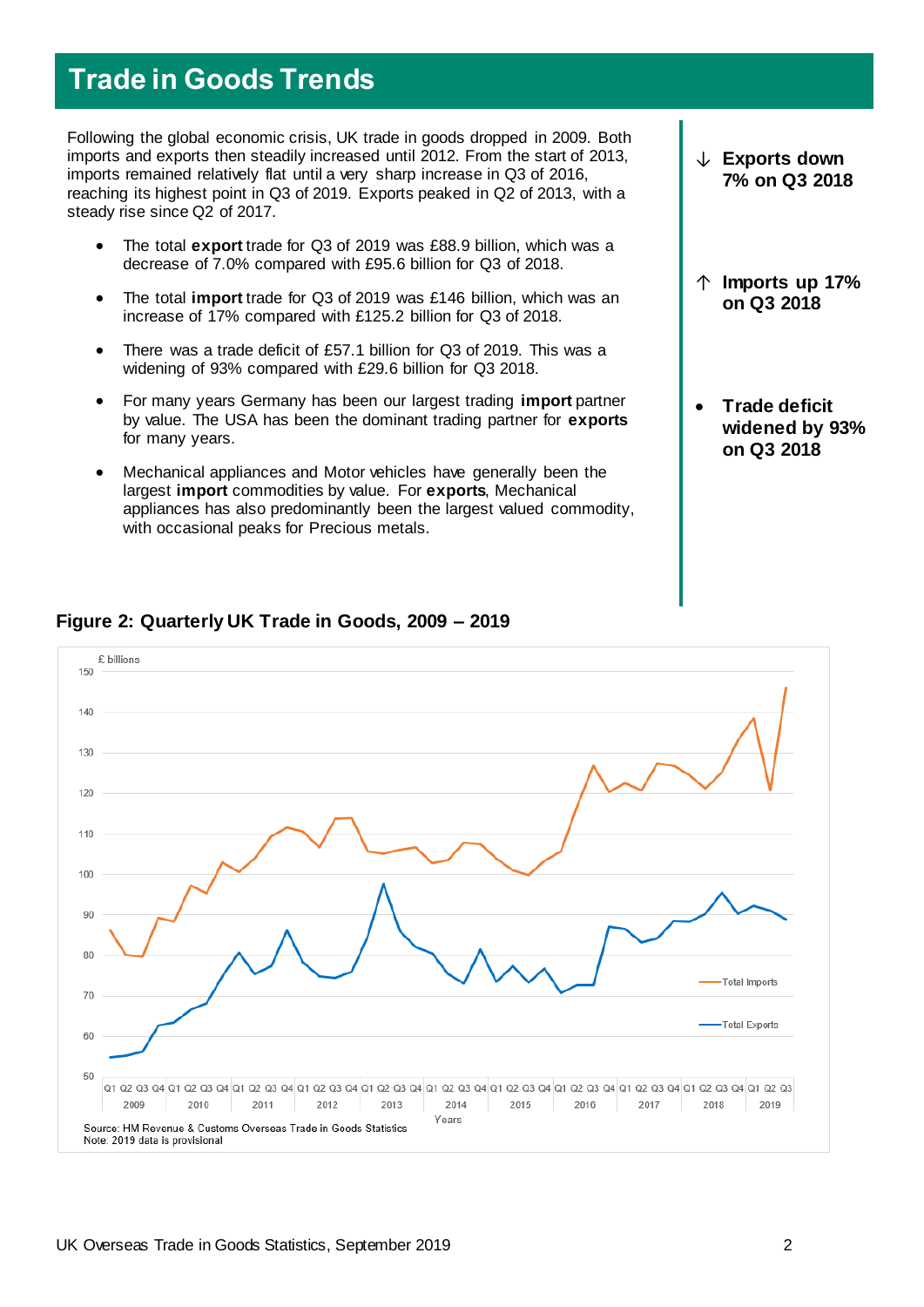# Trade in Goods Trends

Following the global economic crisis, UK trade in goods dropped in 2009. Both imports and exports then steadily increased until 2012. From the start of 2013, imports remained relatively flat until a very sharp increase in Q3 of 2016, reaching its highest point in Q3 of 2019. Exports peaked in Q2 of 2013, with a steady rise since Q2 of 2017.

- The total **export** trade for Q3 of 2019 was £88.9 billion, which was a decrease of 7.0% compared with £95.6 billion for Q3 of 2018.
- The total **import** trade for Q3 of 2019 was £146 billion, which was an increase of 17% compared with £125.2 billion for Q3 of 2018.
- There was a trade deficit of £57.1 billion for Q3 of 2019. This was a widening of 93% compared with £29.6 billion for Q3 2018.
- For many years Germany has been our largest trading **import** partner by value. The USA has been the dominant trading partner for **exports** for many years.
- Mechanical appliances and Motor vehicles have generally been the largest **import** commodities by value. For **exports**, Mechanical appliances has also predominantly been the largest valued commodity, with occasional peaks for Precious metals.

↓ **Exports down 7% on Q3 2018**

↑ **Imports up 17% on Q3 2018**

- **Trade deficit widened by 93% on Q3 2018**

**Figure 2: Quarterly UK Trade in Goods, 2009 – 2019**

Source: HM Revenue & Customs Overseas Trade in Goods Statistics
Note: 2019 data is provisional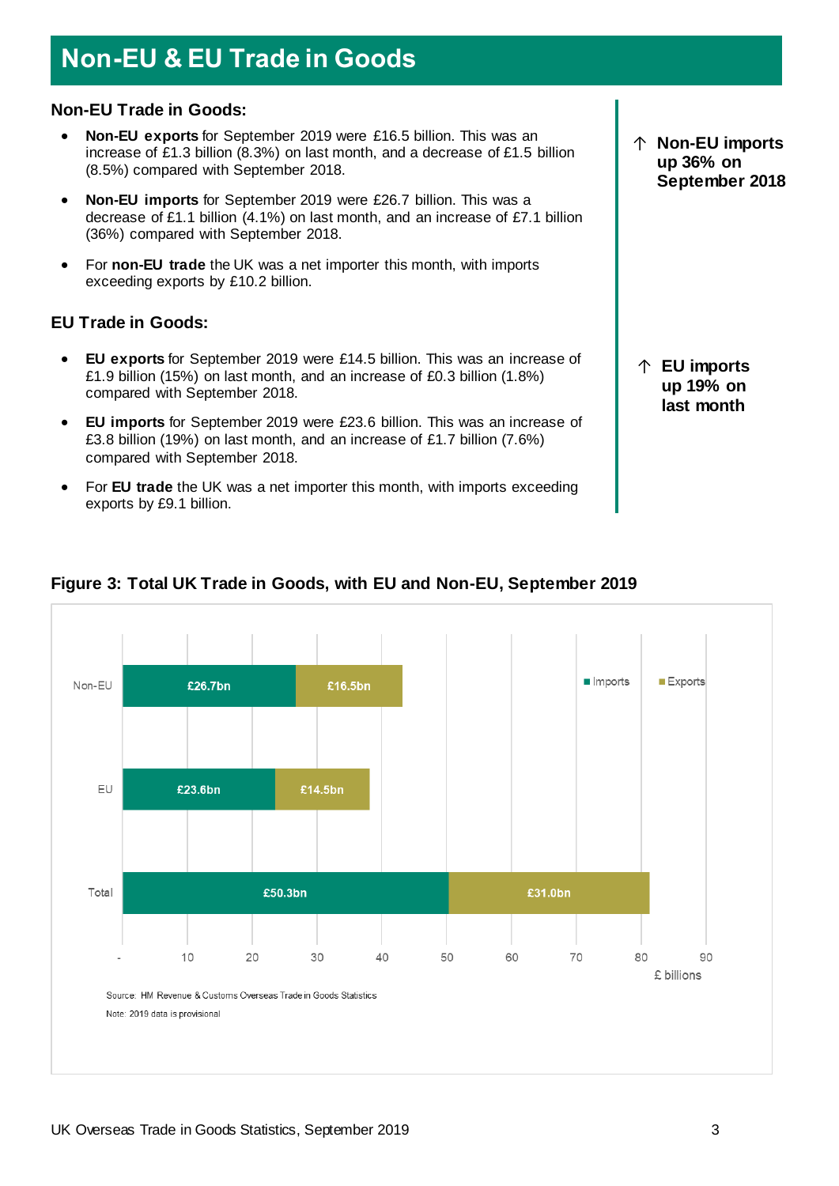# Non-EU & EU Trade in Goods

## Non-EU Trade in Goods:

- **Non-EU exports** for September 2019 were £16.5 billion. This was an increase of £1.3 billion (8.3%) on last month, and a decrease of £1.5 billion (8.5%) compared with September 2018.
- **Non-EU imports** for September 2019 were £26.7 billion. This was a decrease of £1.1 billion (4.1%) on last month, and an increase of £7.1 billion (36%) compared with September 2018.
- For **non-EU trade** the UK was a net importer this month, with imports exceeding exports by £10.2 billion.

**↑ Non-EU imports up 36% on September 2018**

## EU Trade in Goods:

- **EU exports** for September 2019 were £14.5 billion. This was an increase of £1.9 billion (15%) on last month, and an increase of £0.3 billion (1.8%) compared with September 2018.
- **EU imports** for September 2019 were £23.6 billion. This was an increase of £3.8 billion (19%) on last month, and an increase of £1.7 billion (7.6%) compared with September 2018.
- For **EU trade** the UK was a net importer this month, with imports exceeding exports by £9.1 billion.

**↑ EU imports up 19% on last month**

### Figure 3: Total UK Trade in Goods, with EU and Non-EU, September 2019

| | Imports | Exports |
|---|---|---|
| Non-EU | £26.7bn | £16.5bn |
| EU | £23.6bn | £14.5bn |
| Total | £50.3bn | £31.0bn |

£ billions

Source: HM Revenue & Customs Overseas Trade in Goods Statistics

Note: 2019 data is provisional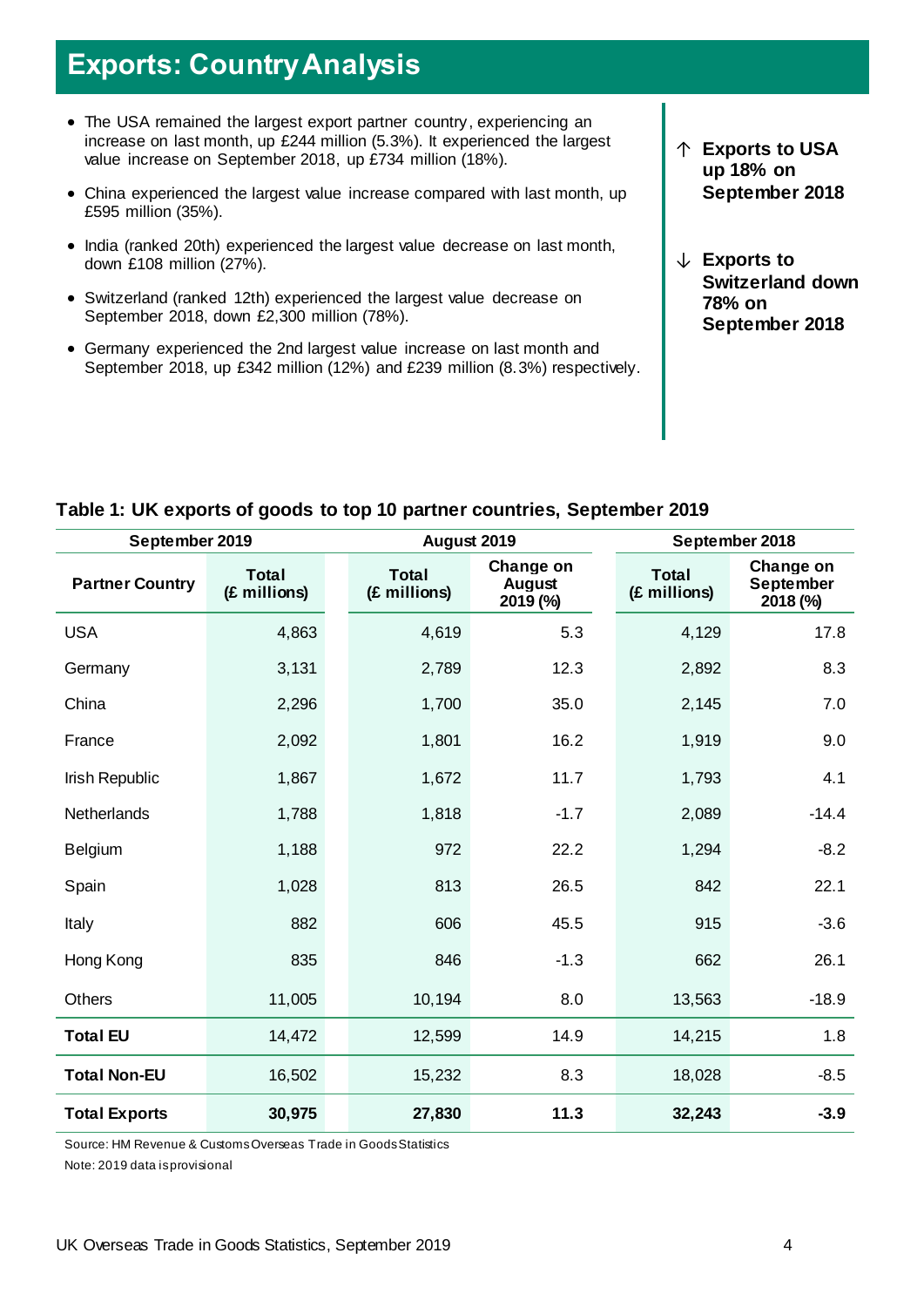# Exports: Country Analysis

- The USA remained the largest export partner country, experiencing an increase on last month, up £244 million (5.3%). It experienced the largest value increase on September 2018, up £734 million (18%).
- China experienced the largest value increase compared with last month, up £595 million (35%).
- India (ranked 20th) experienced the largest value decrease on last month, down £108 million (27%).
- Switzerland (ranked 12th) experienced the largest value decrease on September 2018, down £2,300 million (78%).
- Germany experienced the 2nd largest value increase on last month and September 2018, up £342 million (12%) and £239 million (8.3%) respectively.

**↑ Exports to USA up 18% on September 2018**

**↓ Exports to Switzerland down 78% on September 2018**

**Table 1: UK exports of goods to top 10 partner countries, September 2019**

| September 2019 | | August 2019 | | September 2018 | |
|---|---|---|---|---|---|
| **Partner Country** | **Total (£ millions)** | **Total (£ millions)** | **Change on August 2019 (%)** | **Total (£ millions)** | **Change on September 2018 (%)** |
| USA | 4,863 | 4,619 | 5.3 | 4,129 | 17.8 |
| Germany | 3,131 | 2,789 | 12.3 | 2,892 | 8.3 |
| China | 2,296 | 1,700 | 35.0 | 2,145 | 7.0 |
| France | 2,092 | 1,801 | 16.2 | 1,919 | 9.0 |
| Irish Republic | 1,867 | 1,672 | 11.7 | 1,793 | 4.1 |
| Netherlands | 1,788 | 1,818 | -1.7 | 2,089 | -14.4 |
| Belgium | 1,188 | 972 | 22.2 | 1,294 | -8.2 |
| Spain | 1,028 | 813 | 26.5 | 842 | 22.1 |
| Italy | 882 | 606 | 45.5 | 915 | -3.6 |
| Hong Kong | 835 | 846 | -1.3 | 662 | 26.1 |
| Others | 11,005 | 10,194 | 8.0 | 13,563 | -18.9 |
| **Total EU** | 14,472 | 12,599 | 14.9 | 14,215 | 1.8 |
| **Total Non-EU** | 16,502 | 15,232 | 8.3 | 18,028 | -8.5 |
| **Total Exports** | **30,975** | **27,830** | **11.3** | **32,243** | **-3.9** |

Source: HM Revenue & Customs Overseas Trade in Goods Statistics

Note: 2019 data is provisional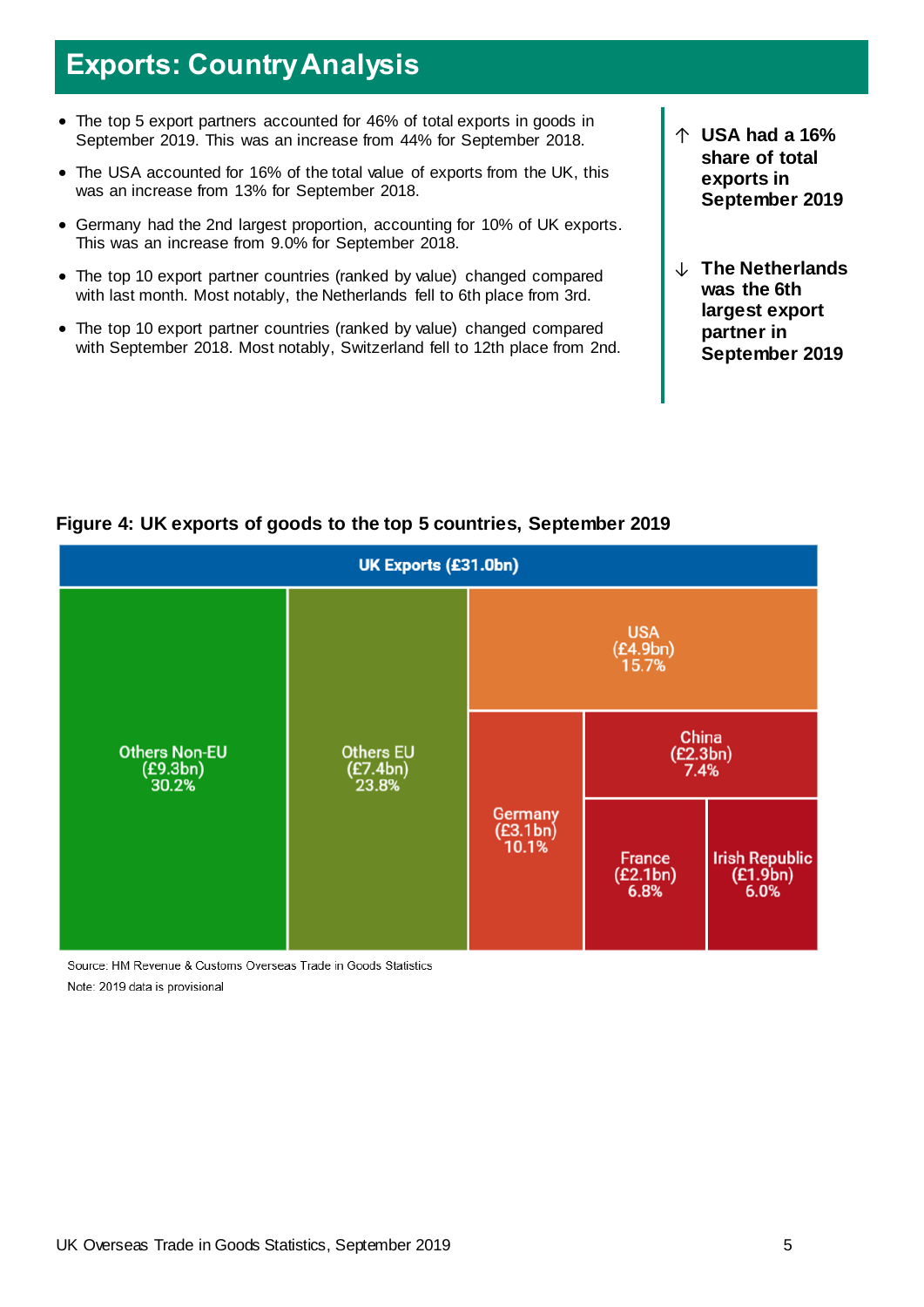# Exports: Country Analysis

- The top 5 export partners accounted for 46% of total exports in goods in September 2019. This was an increase from 44% for September 2018.
- The USA accounted for 16% of the total value of exports from the UK, this was an increase from 13% for September 2018.
- Germany had the 2nd largest proportion, accounting for 10% of UK exports. This was an increase from 9.0% for September 2018.
- The top 10 export partner countries (ranked by value) changed compared with last month. Most notably, the Netherlands fell to 6th place from 3rd.
- The top 10 export partner countries (ranked by value) changed compared with September 2018. Most notably, Switzerland fell to 12th place from 2nd.

↑ **USA had a 16% share of total exports in September 2019**

↓ **The Netherlands was the 6th largest export partner in September 2019**

**Figure 4: UK exports of goods to the top 5 countries, September 2019**

UK Exports (£31.0bn)

| Partner | Value | Share |
|---|---|---|
| Others Non-EU | £9.3bn | 30.2% |
| Others EU | £7.4bn | 23.8% |
| USA | £4.9bn | 15.7% |
| Germany | £3.1bn | 10.1% |
| China | £2.3bn | 7.4% |
| France | £2.1bn | 6.8% |
| Irish Republic | £1.9bn | 6.0% |

Source: HM Revenue & Customs Overseas Trade in Goods Statistics

Note: 2019 data is provisional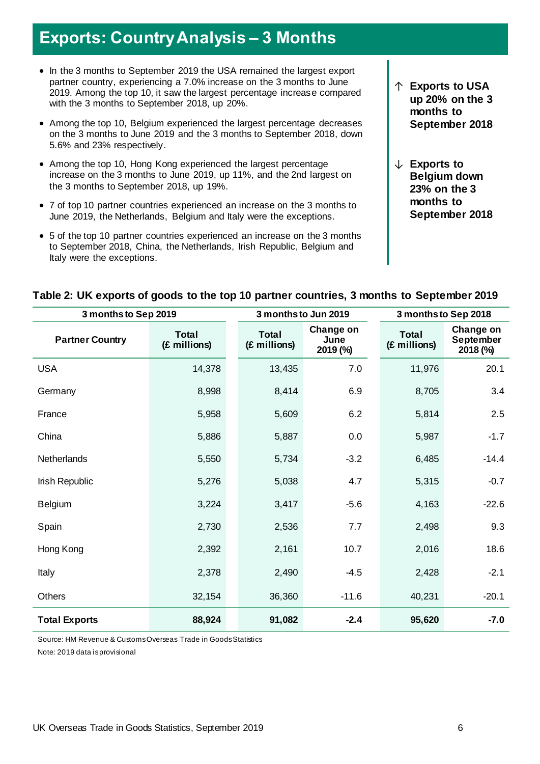# Exports: Country Analysis – 3 Months

- In the 3 months to September 2019 the USA remained the largest export partner country, experiencing a 7.0% increase on the 3 months to June 2019. Among the top 10, it saw the largest percentage increase compared with the 3 months to September 2018, up 20%.
- Among the top 10, Belgium experienced the largest percentage decreases on the 3 months to June 2019 and the 3 months to September 2018, down 5.6% and 23% respectively.
- Among the top 10, Hong Kong experienced the largest percentage increase on the 3 months to June 2019, up 11%, and the 2nd largest on the 3 months to September 2018, up 19%.
- 7 of top 10 partner countries experienced an increase on the 3 months to June 2019, the Netherlands, Belgium and Italy were the exceptions.
- 5 of the top 10 partner countries experienced an increase on the 3 months to September 2018, China, the Netherlands, Irish Republic, Belgium and Italy were the exceptions.

↑ **Exports to USA up 20% on the 3 months to September 2018**

↓ **Exports to Belgium down 23% on the 3 months to September 2018**

**Table 2: UK exports of goods to the top 10 partner countries, 3 months to September 2019**

| 3 months to Sep 2019 | | 3 months to Jun 2019 | | 3 months to Sep 2018 | |
|---|---|---|---|---|---|
| Partner Country | Total (£ millions) | Total (£ millions) | Change on June 2019 (%) | Total (£ millions) | Change on September 2018 (%) |
| USA | 14,378 | 13,435 | 7.0 | 11,976 | 20.1 |
| Germany | 8,998 | 8,414 | 6.9 | 8,705 | 3.4 |
| France | 5,958 | 5,609 | 6.2 | 5,814 | 2.5 |
| China | 5,886 | 5,887 | 0.0 | 5,987 | -1.7 |
| Netherlands | 5,550 | 5,734 | -3.2 | 6,485 | -14.4 |
| Irish Republic | 5,276 | 5,038 | 4.7 | 5,315 | -0.7 |
| Belgium | 3,224 | 3,417 | -5.6 | 4,163 | -22.6 |
| Spain | 2,730 | 2,536 | 7.7 | 2,498 | 9.3 |
| Hong Kong | 2,392 | 2,161 | 10.7 | 2,016 | 18.6 |
| Italy | 2,378 | 2,490 | -4.5 | 2,428 | -2.1 |
| Others | 32,154 | 36,360 | -11.6 | 40,231 | -20.1 |
| **Total Exports** | **88,924** | **91,082** | **-2.4** | **95,620** | **-7.0** |

Source: HM Revenue & Customs Overseas Trade in Goods Statistics

Note: 2019 data is provisional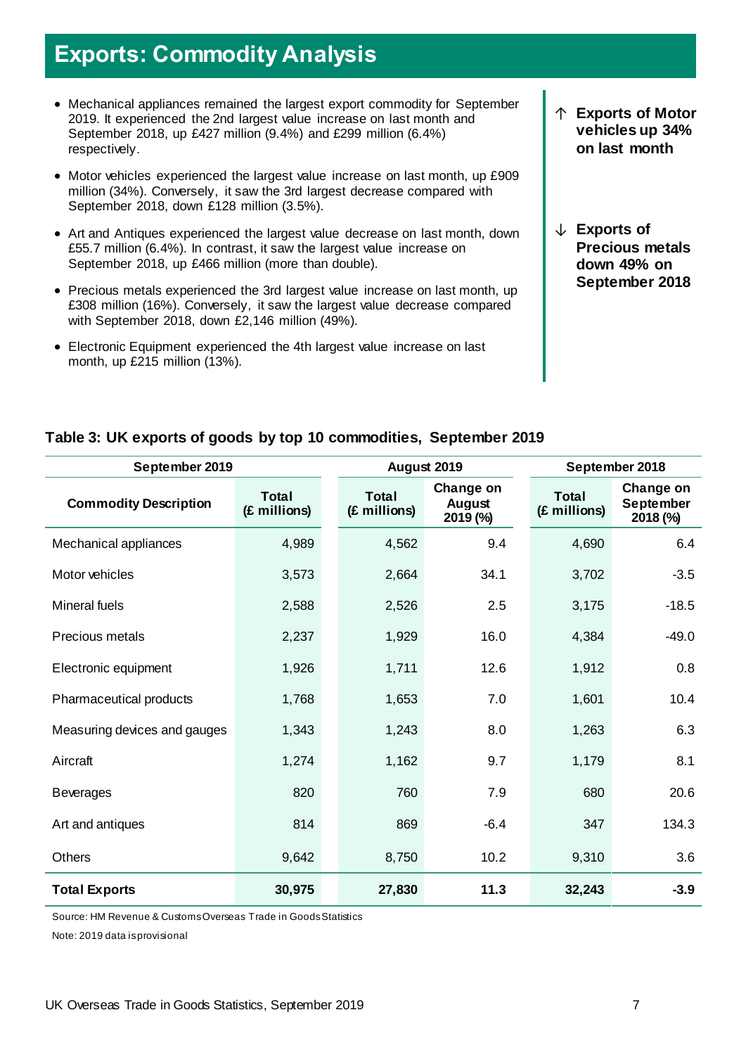# Exports: Commodity Analysis

- Mechanical appliances remained the largest export commodity for September 2019. It experienced the 2nd largest value increase on last month and September 2018, up £427 million (9.4%) and £299 million (6.4%) respectively.
- Motor vehicles experienced the largest value increase on last month, up £909 million (34%). Conversely, it saw the 3rd largest decrease compared with September 2018, down £128 million (3.5%).
- Art and Antiques experienced the largest value decrease on last month, down £55.7 million (6.4%). In contrast, it saw the largest value increase on September 2018, up £466 million (more than double).
- Precious metals experienced the 3rd largest value increase on last month, up £308 million (16%). Conversely, it saw the largest value decrease compared with September 2018, down £2,146 million (49%).
- Electronic Equipment experienced the 4th largest value increase on last month, up £215 million (13%).

**↑ Exports of Motor vehicles up 34% on last month**

**↓ Exports of Precious metals down 49% on September 2018**

**Table 3: UK exports of goods by top 10 commodities, September 2019**

| September 2019 | | August 2019 | | September 2018 | |
|---|---|---|---|---|---|
| **Commodity Description** | **Total (£ millions)** | **Total (£ millions)** | **Change on August 2019 (%)** | **Total (£ millions)** | **Change on September 2018 (%)** |
| Mechanical appliances | 4,989 | 4,562 | 9.4 | 4,690 | 6.4 |
| Motor vehicles | 3,573 | 2,664 | 34.1 | 3,702 | -3.5 |
| Mineral fuels | 2,588 | 2,526 | 2.5 | 3,175 | -18.5 |
| Precious metals | 2,237 | 1,929 | 16.0 | 4,384 | -49.0 |
| Electronic equipment | 1,926 | 1,711 | 12.6 | 1,912 | 0.8 |
| Pharmaceutical products | 1,768 | 1,653 | 7.0 | 1,601 | 10.4 |
| Measuring devices and gauges | 1,343 | 1,243 | 8.0 | 1,263 | 6.3 |
| Aircraft | 1,274 | 1,162 | 9.7 | 1,179 | 8.1 |
| Beverages | 820 | 760 | 7.9 | 680 | 20.6 |
| Art and antiques | 814 | 869 | -6.4 | 347 | 134.3 |
| Others | 9,642 | 8,750 | 10.2 | 9,310 | 3.6 |
| **Total Exports** | **30,975** | **27,830** | **11.3** | **32,243** | **-3.9** |

Source: HM Revenue & Customs Overseas Trade in Goods Statistics

Note: 2019 data is provisional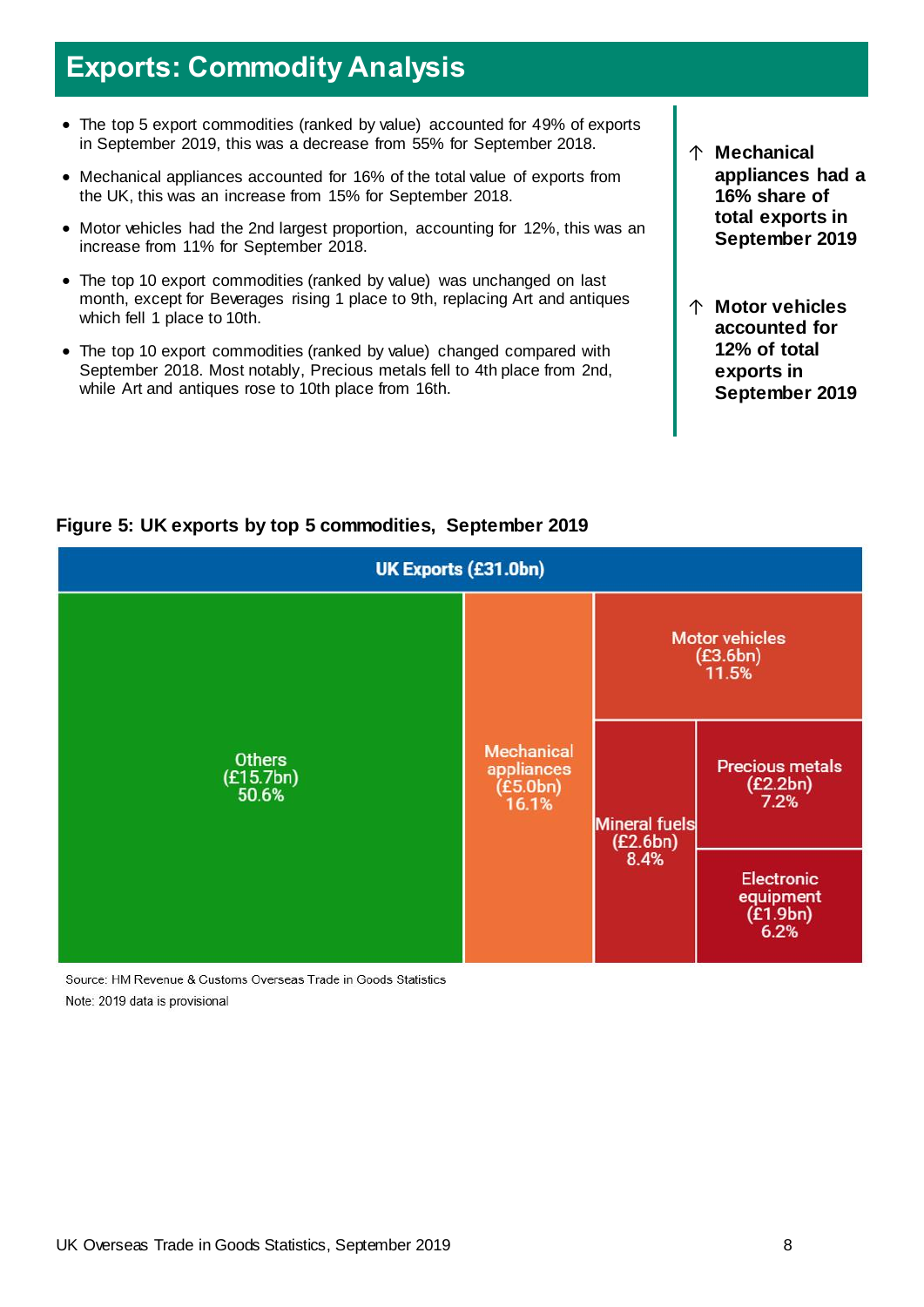# Exports: Commodity Analysis

- The top 5 export commodities (ranked by value) accounted for 49% of exports in September 2019, this was a decrease from 55% for September 2018.
- Mechanical appliances accounted for 16% of the total value of exports from the UK, this was an increase from 15% for September 2018.
- Motor vehicles had the 2nd largest proportion, accounting for 12%, this was an increase from 11% for September 2018.
- The top 10 export commodities (ranked by value) was unchanged on last month, except for Beverages rising 1 place to 9th, replacing Art and antiques which fell 1 place to 10th.
- The top 10 export commodities (ranked by value) changed compared with September 2018. Most notably, Precious metals fell to 4th place from 2nd, while Art and antiques rose to 10th place from 16th.

↑ **Mechanical appliances had a 16% share of total exports in September 2019**

↑ **Motor vehicles accounted for 12% of total exports in September 2019**

**Figure 5: UK exports by top 5 commodities, September 2019**

UK Exports (£31.0bn)

| Commodity | Value | Share |
|---|---|---|
| Others | £15.7bn | 50.6% |
| Mechanical appliances | £5.0bn | 16.1% |
| Motor vehicles | £3.6bn | 11.5% |
| Mineral fuels | £2.6bn | 8.4% |
| Precious metals | £2.2bn | 7.2% |
| Electronic equipment | £1.9bn | 6.2% |

Source: HM Revenue & Customs Overseas Trade in Goods Statistics

Note: 2019 data is provisional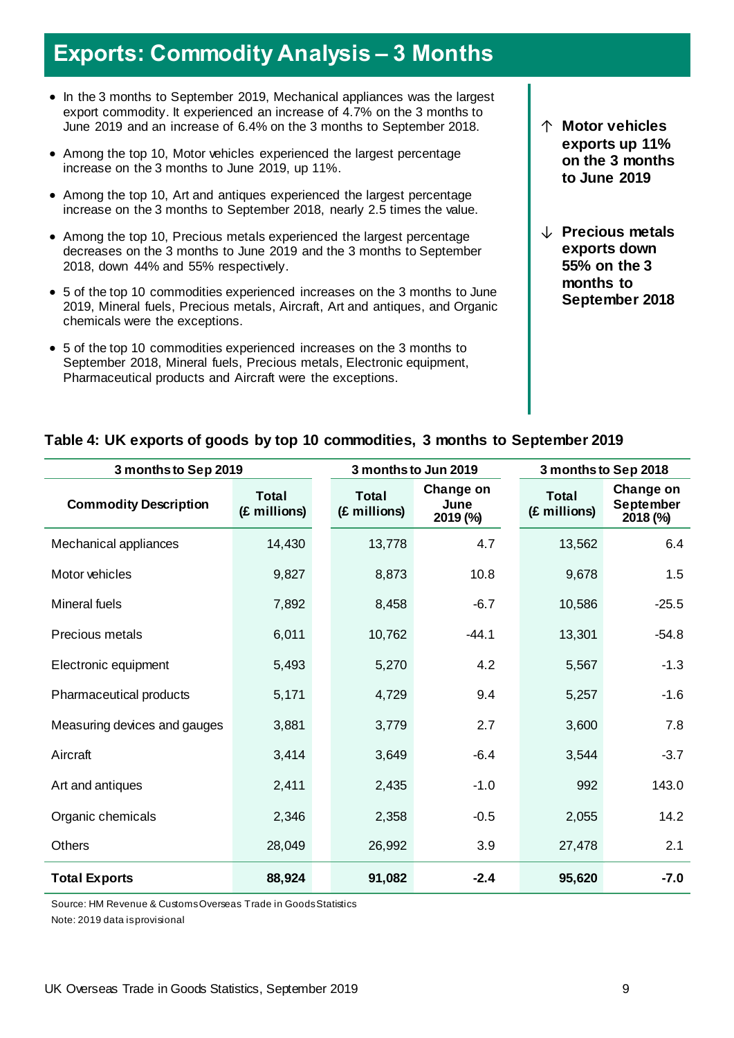# Exports: Commodity Analysis – 3 Months

- In the 3 months to September 2019, Mechanical appliances was the largest export commodity. It experienced an increase of 4.7% on the 3 months to June 2019 and an increase of 6.4% on the 3 months to September 2018.
- Among the top 10, Motor vehicles experienced the largest percentage increase on the 3 months to June 2019, up 11%.
- Among the top 10, Art and antiques experienced the largest percentage increase on the 3 months to September 2018, nearly 2.5 times the value.
- Among the top 10, Precious metals experienced the largest percentage decreases on the 3 months to June 2019 and the 3 months to September 2018, down 44% and 55% respectively.
- 5 of the top 10 commodities experienced increases on the 3 months to June 2019, Mineral fuels, Precious metals, Aircraft, Art and antiques, and Organic chemicals were the exceptions.
- 5 of the top 10 commodities experienced increases on the 3 months to September 2018, Mineral fuels, Precious metals, Electronic equipment, Pharmaceutical products and Aircraft were the exceptions.

↑ **Motor vehicles exports up 11% on the 3 months to June 2019**

↓ **Precious metals exports down 55% on the 3 months to September 2018**

**Table 4: UK exports of goods by top 10 commodities, 3 months to September 2019**

| 3 months to Sep 2019 | | 3 months to Jun 2019 | | 3 months to Sep 2018 | |
|---|---|---|---|---|---|
| **Commodity Description** | **Total (£ millions)** | **Total (£ millions)** | **Change on June 2019 (%)** | **Total (£ millions)** | **Change on September 2018 (%)** |
| Mechanical appliances | 14,430 | 13,778 | 4.7 | 13,562 | 6.4 |
| Motor vehicles | 9,827 | 8,873 | 10.8 | 9,678 | 1.5 |
| Mineral fuels | 7,892 | 8,458 | -6.7 | 10,586 | -25.5 |
| Precious metals | 6,011 | 10,762 | -44.1 | 13,301 | -54.8 |
| Electronic equipment | 5,493 | 5,270 | 4.2 | 5,567 | -1.3 |
| Pharmaceutical products | 5,171 | 4,729 | 9.4 | 5,257 | -1.6 |
| Measuring devices and gauges | 3,881 | 3,779 | 2.7 | 3,600 | 7.8 |
| Aircraft | 3,414 | 3,649 | -6.4 | 3,544 | -3.7 |
| Art and antiques | 2,411 | 2,435 | -1.0 | 992 | 143.0 |
| Organic chemicals | 2,346 | 2,358 | -0.5 | 2,055 | 14.2 |
| Others | 28,049 | 26,992 | 3.9 | 27,478 | 2.1 |
| **Total Exports** | **88,924** | **91,082** | **-2.4** | **95,620** | **-7.0** |

Source: HM Revenue & Customs Overseas Trade in Goods Statistics
Note: 2019 data is provisional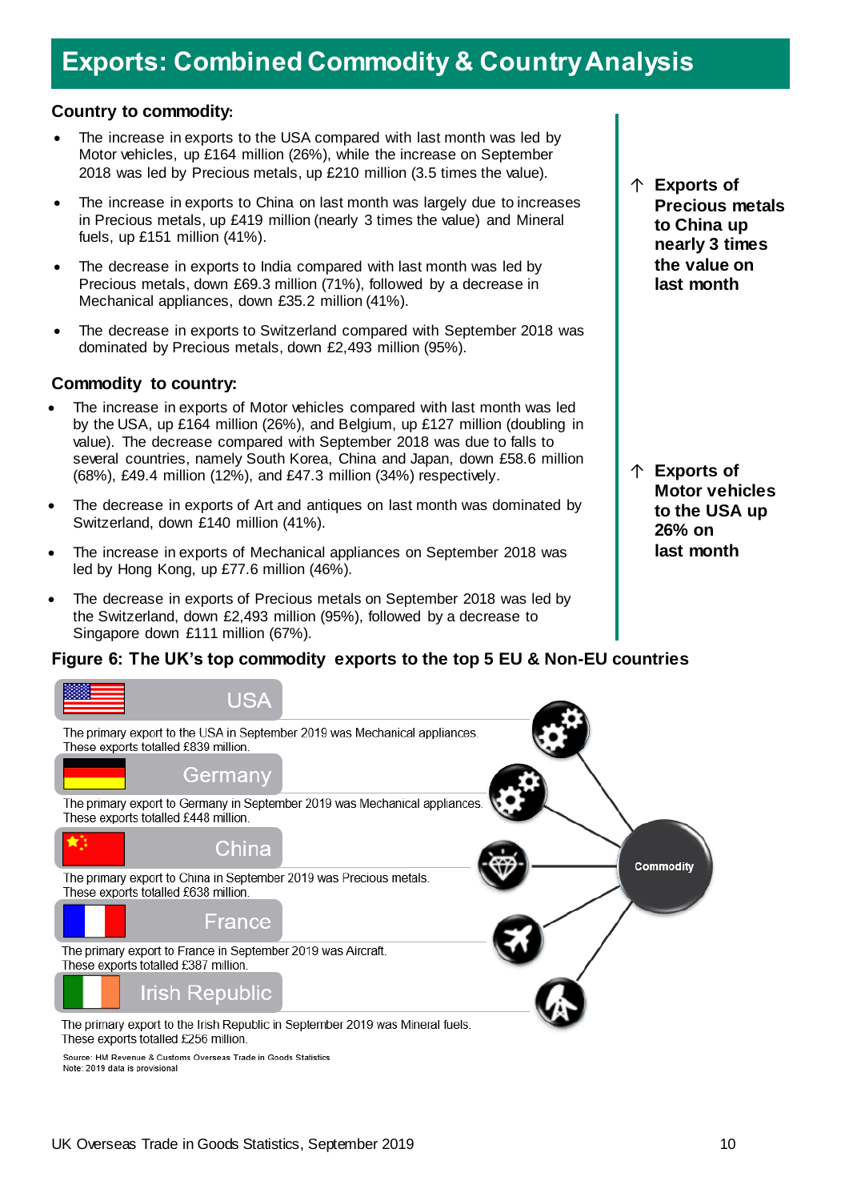# Exports: Combined Commodity & Country Analysis

### Country to commodity:

- The increase in exports to the USA compared with last month was led by Motor vehicles, up £164 million (26%), while the increase on September 2018 was led by Precious metals, up £210 million (3.5 times the value).
- The increase in exports to China on last month was largely due to increases in Precious metals, up £419 million (nearly 3 times the value) and Mineral fuels, up £151 million (41%).
- The decrease in exports to India compared with last month was led by Precious metals, down £69.3 million (71%), followed by a decrease in Mechanical appliances, down £35.2 million (41%).
- The decrease in exports to Switzerland compared with September 2018 was dominated by Precious metals, down £2,493 million (95%).

**↑ Exports of Precious metals to China up nearly 3 times the value on last month**

### Commodity to country:

- The increase in exports of Motor vehicles compared with last month was led by the USA, up £164 million (26%), and Belgium, up £127 million (doubling in value). The decrease compared with September 2018 was due to falls to several countries, namely South Korea, China and Japan, down £58.6 million (68%), £49.4 million (12%), and £47.3 million (34%) respectively.
- The decrease in exports of Art and antiques on last month was dominated by Switzerland, down £140 million (41%).
- The increase in exports of Mechanical appliances on September 2018 was led by Hong Kong, up £77.6 million (46%).
- The decrease in exports of Precious metals on September 2018 was led by the Switzerland, down £2,493 million (95%), followed by a decrease to Singapore down £111 million (67%).

**↑ Exports of Motor vehicles to the USA up 26% on last month**

### Figure 6: The UK's top commodity exports to the top 5 EU & Non-EU countries

**USA**
The primary export to the USA in September 2019 was Mechanical appliances. These exports totalled £839 million.

**Germany**
The primary export to Germany in September 2019 was Mechanical appliances. These exports totalled £448 million.

**China**
The primary export to China in September 2019 was Precious metals. These exports totalled £638 million.

**France**
The primary export to France in September 2019 was Aircraft. These exports totalled £387 million.

**Irish Republic**
The primary export to the Irish Republic in September 2019 was Mineral fuels. These exports totalled £256 million.

Commodity

Source: HM Revenue & Customs Overseas Trade in Goods Statistics
Note: 2019 data is provisional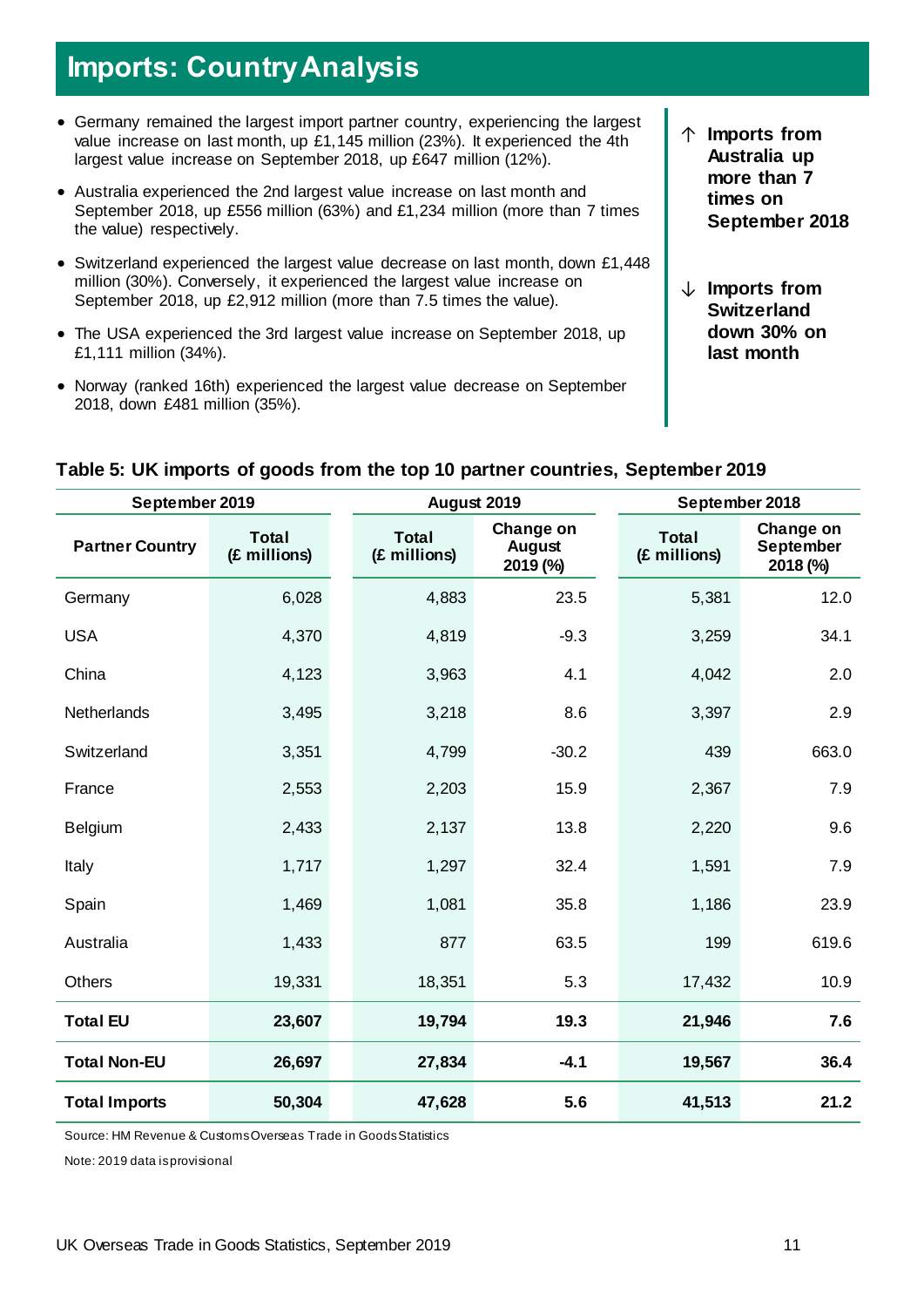# Imports: Country Analysis

- Germany remained the largest import partner country, experiencing the largest value increase on last month, up £1,145 million (23%). It experienced the 4th largest value increase on September 2018, up £647 million (12%).
- Australia experienced the 2nd largest value increase on last month and September 2018, up £556 million (63%) and £1,234 million (more than 7 times the value) respectively.
- Switzerland experienced the largest value decrease on last month, down £1,448 million (30%). Conversely, it experienced the largest value increase on September 2018, up £2,912 million (more than 7.5 times the value).
- The USA experienced the 3rd largest value increase on September 2018, up £1,111 million (34%).
- Norway (ranked 16th) experienced the largest value decrease on September 2018, down £481 million (35%).

**↑ Imports from Australia up more than 7 times on September 2018**

**↓ Imports from Switzerland down 30% on last month**

**Table 5: UK imports of goods from the top 10 partner countries, September 2019**

| September 2019 | | August 2019 | | September 2018 | |
|---|---|---|---|---|---|
| **Partner Country** | **Total (£ millions)** | **Total (£ millions)** | **Change on August 2019 (%)** | **Total (£ millions)** | **Change on September 2018 (%)** |
| Germany | 6,028 | 4,883 | 23.5 | 5,381 | 12.0 |
| USA | 4,370 | 4,819 | -9.3 | 3,259 | 34.1 |
| China | 4,123 | 3,963 | 4.1 | 4,042 | 2.0 |
| Netherlands | 3,495 | 3,218 | 8.6 | 3,397 | 2.9 |
| Switzerland | 3,351 | 4,799 | -30.2 | 439 | 663.0 |
| France | 2,553 | 2,203 | 15.9 | 2,367 | 7.9 |
| Belgium | 2,433 | 2,137 | 13.8 | 2,220 | 9.6 |
| Italy | 1,717 | 1,297 | 32.4 | 1,591 | 7.9 |
| Spain | 1,469 | 1,081 | 35.8 | 1,186 | 23.9 |
| Australia | 1,433 | 877 | 63.5 | 199 | 619.6 |
| Others | 19,331 | 18,351 | 5.3 | 17,432 | 10.9 |
| **Total EU** | **23,607** | **19,794** | **19.3** | **21,946** | **7.6** |
| **Total Non-EU** | **26,697** | **27,834** | **-4.1** | **19,567** | **36.4** |
| **Total Imports** | **50,304** | **47,628** | **5.6** | **41,513** | **21.2** |

Source: HM Revenue & Customs Overseas Trade in Goods Statistics

Note: 2019 data is provisional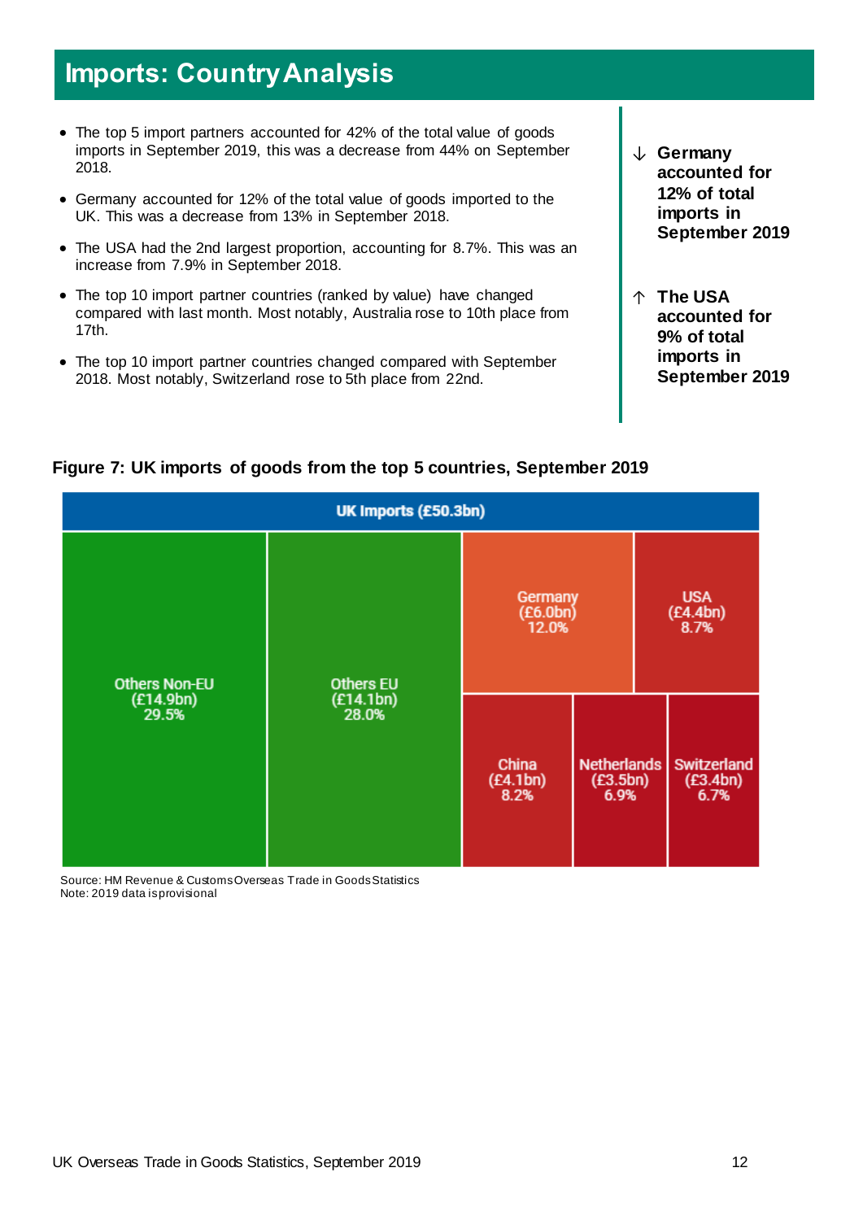# Imports: Country Analysis

- The top 5 import partners accounted for 42% of the total value of goods imports in September 2019, this was a decrease from 44% on September 2018.
- Germany accounted for 12% of the total value of goods imported to the UK. This was a decrease from 13% in September 2018.
- The USA had the 2nd largest proportion, accounting for 8.7%. This was an increase from 7.9% in September 2018.
- The top 10 import partner countries (ranked by value) have changed compared with last month. Most notably, Australia rose to 10th place from 17th.
- The top 10 import partner countries changed compared with September 2018. Most notably, Switzerland rose to 5th place from 22nd.

↓ **Germany accounted for 12% of total imports in September 2019**

↑ **The USA accounted for 9% of total imports in September 2019**

**Figure 7: UK imports of goods from the top 5 countries, September 2019**

UK Imports (£50.3bn)

| Category | Value | Share |
|---|---|---|
| Others Non-EU | £14.9bn | 29.5% |
| Others EU | £14.1bn | 28.0% |
| Germany | £6.0bn | 12.0% |
| USA | £4.4bn | 8.7% |
| China | £4.1bn | 8.2% |
| Netherlands | £3.5bn | 6.9% |
| Switzerland | £3.4bn | 6.7% |

Source: HM Revenue & Customs Overseas Trade in Goods Statistics
Note: 2019 data is provisional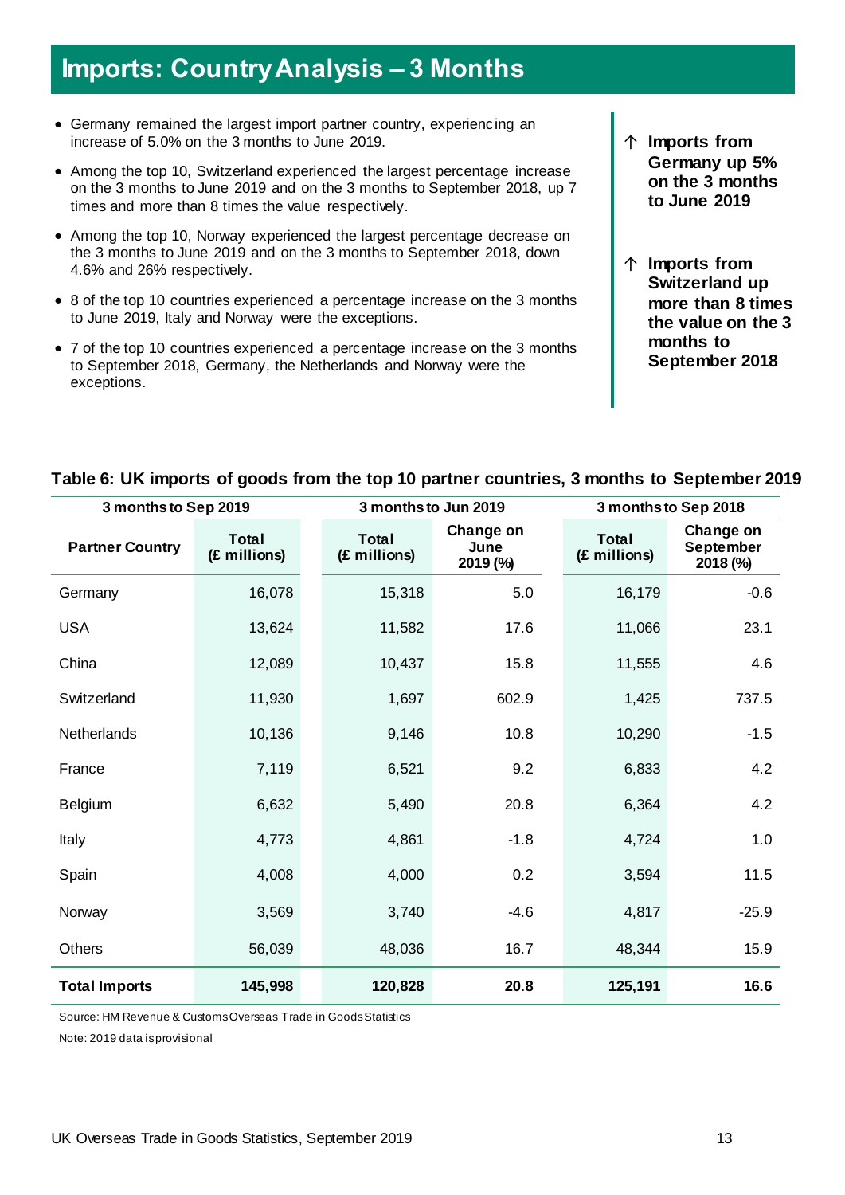# Imports: Country Analysis – 3 Months

- Germany remained the largest import partner country, experiencing an increase of 5.0% on the 3 months to June 2019.
- Among the top 10, Switzerland experienced the largest percentage increase on the 3 months to June 2019 and on the 3 months to September 2018, up 7 times and more than 8 times the value respectively.
- Among the top 10, Norway experienced the largest percentage decrease on the 3 months to June 2019 and on the 3 months to September 2018, down 4.6% and 26% respectively.
- 8 of the top 10 countries experienced a percentage increase on the 3 months to June 2019, Italy and Norway were the exceptions.
- 7 of the top 10 countries experienced a percentage increase on the 3 months to September 2018, Germany, the Netherlands and Norway were the exceptions.

↑ **Imports from Germany up 5% on the 3 months to June 2019**

↑ **Imports from Switzerland up more than 8 times the value on the 3 months to September 2018**

**Table 6: UK imports of goods from the top 10 partner countries, 3 months to September 2019**

| 3 months to Sep 2019 | | 3 months to Jun 2019 | | 3 months to Sep 2018 | |
|---|---|---|---|---|---|
| **Partner Country** | **Total (£ millions)** | **Total (£ millions)** | **Change on June 2019 (%)** | **Total (£ millions)** | **Change on September 2018 (%)** |
| Germany | 16,078 | 15,318 | 5.0 | 16,179 | -0.6 |
| USA | 13,624 | 11,582 | 17.6 | 11,066 | 23.1 |
| China | 12,089 | 10,437 | 15.8 | 11,555 | 4.6 |
| Switzerland | 11,930 | 1,697 | 602.9 | 1,425 | 737.5 |
| Netherlands | 10,136 | 9,146 | 10.8 | 10,290 | -1.5 |
| France | 7,119 | 6,521 | 9.2 | 6,833 | 4.2 |
| Belgium | 6,632 | 5,490 | 20.8 | 6,364 | 4.2 |
| Italy | 4,773 | 4,861 | -1.8 | 4,724 | 1.0 |
| Spain | 4,008 | 4,000 | 0.2 | 3,594 | 11.5 |
| Norway | 3,569 | 3,740 | -4.6 | 4,817 | -25.9 |
| Others | 56,039 | 48,036 | 16.7 | 48,344 | 15.9 |
| **Total Imports** | **145,998** | **120,828** | **20.8** | **125,191** | **16.6** |

Source: HM Revenue & Customs Overseas Trade in Goods Statistics

Note: 2019 data is provisional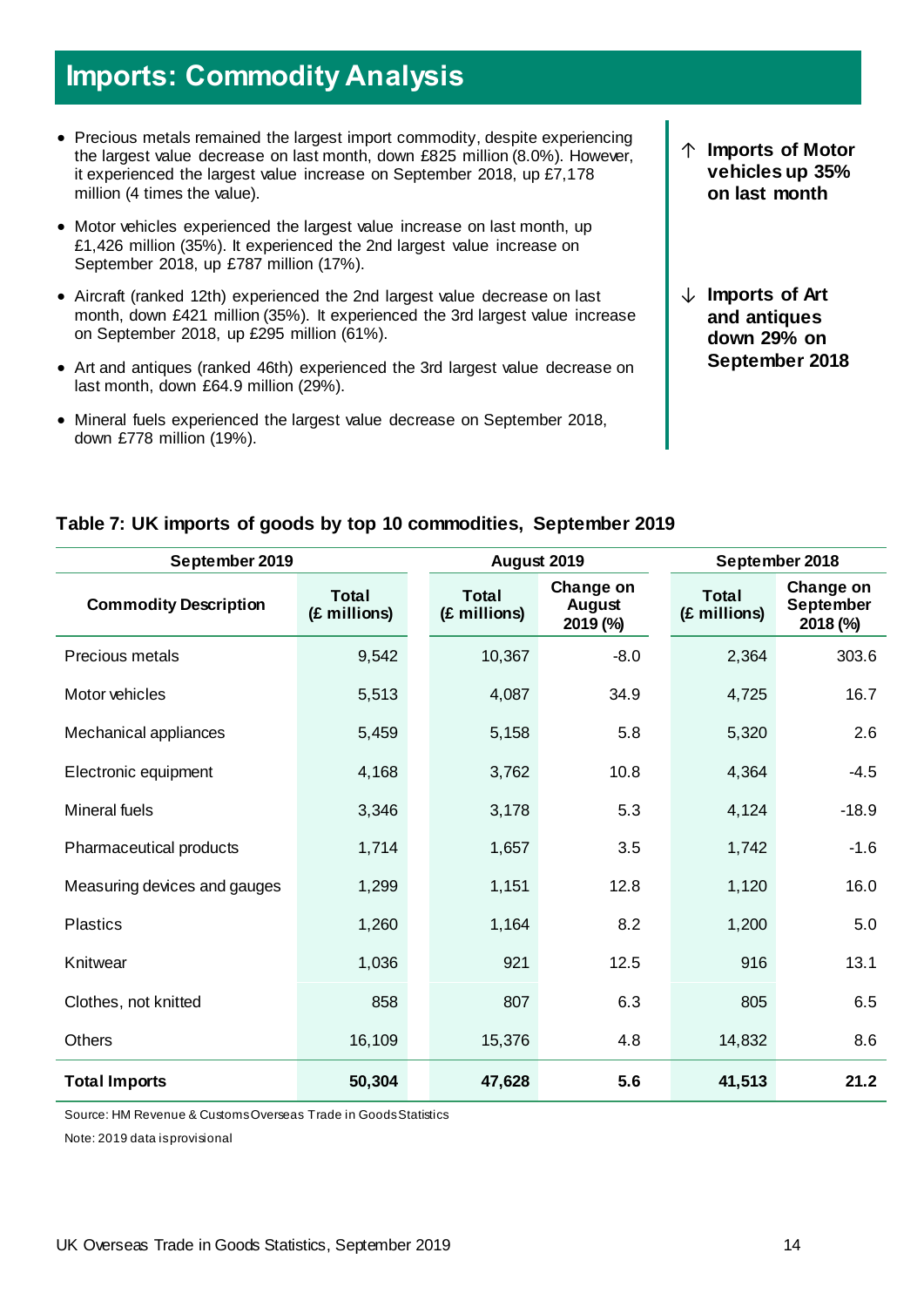# Imports: Commodity Analysis

- Precious metals remained the largest import commodity, despite experiencing the largest value decrease on last month, down £825 million (8.0%). However, it experienced the largest value increase on September 2018, up £7,178 million (4 times the value).
- Motor vehicles experienced the largest value increase on last month, up £1,426 million (35%). It experienced the 2nd largest value increase on September 2018, up £787 million (17%).
- Aircraft (ranked 12th) experienced the 2nd largest value decrease on last month, down £421 million (35%). It experienced the 3rd largest value increase on September 2018, up £295 million (61%).
- Art and antiques (ranked 46th) experienced the 3rd largest value decrease on last month, down £64.9 million (29%).
- Mineral fuels experienced the largest value decrease on September 2018, down £778 million (19%).

**↑ Imports of Motor vehicles up 35% on last month**

**↓ Imports of Art and antiques down 29% on September 2018**

### Table 7: UK imports of goods by top 10 commodities, September 2019

| September 2019 | | August 2019 | | September 2018 | |
|---|---|---|---|---|---|
| **Commodity Description** | **Total (£ millions)** | **Total (£ millions)** | **Change on August 2019 (%)** | **Total (£ millions)** | **Change on September 2018 (%)** |
| Precious metals | 9,542 | 10,367 | -8.0 | 2,364 | 303.6 |
| Motor vehicles | 5,513 | 4,087 | 34.9 | 4,725 | 16.7 |
| Mechanical appliances | 5,459 | 5,158 | 5.8 | 5,320 | 2.6 |
| Electronic equipment | 4,168 | 3,762 | 10.8 | 4,364 | -4.5 |
| Mineral fuels | 3,346 | 3,178 | 5.3 | 4,124 | -18.9 |
| Pharmaceutical products | 1,714 | 1,657 | 3.5 | 1,742 | -1.6 |
| Measuring devices and gauges | 1,299 | 1,151 | 12.8 | 1,120 | 16.0 |
| Plastics | 1,260 | 1,164 | 8.2 | 1,200 | 5.0 |
| Knitwear | 1,036 | 921 | 12.5 | 916 | 13.1 |
| Clothes, not knitted | 858 | 807 | 6.3 | 805 | 6.5 |
| Others | 16,109 | 15,376 | 4.8 | 14,832 | 8.6 |
| **Total Imports** | **50,304** | **47,628** | **5.6** | **41,513** | **21.2** |

Source: HM Revenue & Customs Overseas Trade in Goods Statistics

Note: 2019 data is provisional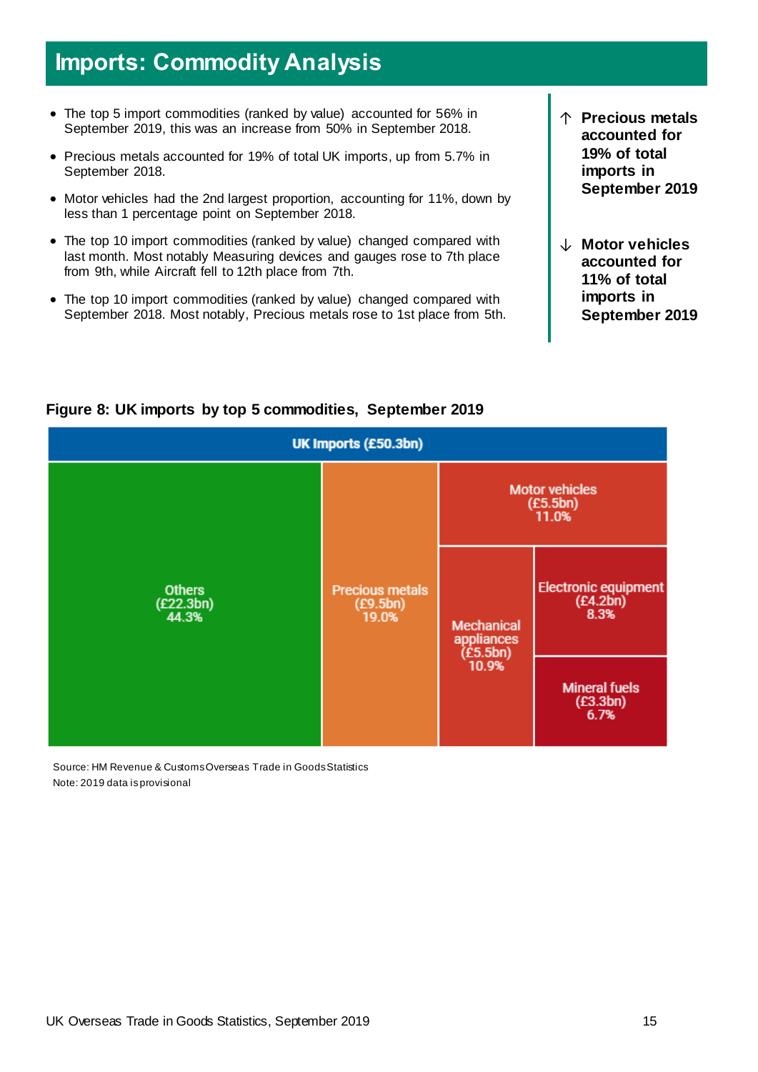# Imports: Commodity Analysis

- The top 5 import commodities (ranked by value) accounted for 56% in September 2019, this was an increase from 50% in September 2018.
- Precious metals accounted for 19% of total UK imports, up from 5.7% in September 2018.
- Motor vehicles had the 2nd largest proportion, accounting for 11%, down by less than 1 percentage point on September 2018.
- The top 10 import commodities (ranked by value) changed compared with last month. Most notably Measuring devices and gauges rose to 7th place from 9th, while Aircraft fell to 12th place from 7th.
- The top 10 import commodities (ranked by value) changed compared with September 2018. Most notably, Precious metals rose to 1st place from 5th.

**↑ Precious metals accounted for 19% of total imports in September 2019**

**↓ Motor vehicles accounted for 11% of total imports in September 2019**

**Figure 8: UK imports by top 5 commodities, September 2019**

UK Imports (£50.3bn)

| Commodity | Value | Share |
|---|---|---|
| Others | £22.3bn | 44.3% |
| Precious metals | £9.5bn | 19.0% |
| Motor vehicles | £5.5bn | 11.0% |
| Mechanical appliances | £5.5bn | 10.9% |
| Electronic equipment | £4.2bn | 8.3% |
| Mineral fuels | £3.3bn | 6.7% |

Source: HM Revenue & Customs Overseas Trade in Goods Statistics
Note: 2019 data is provisional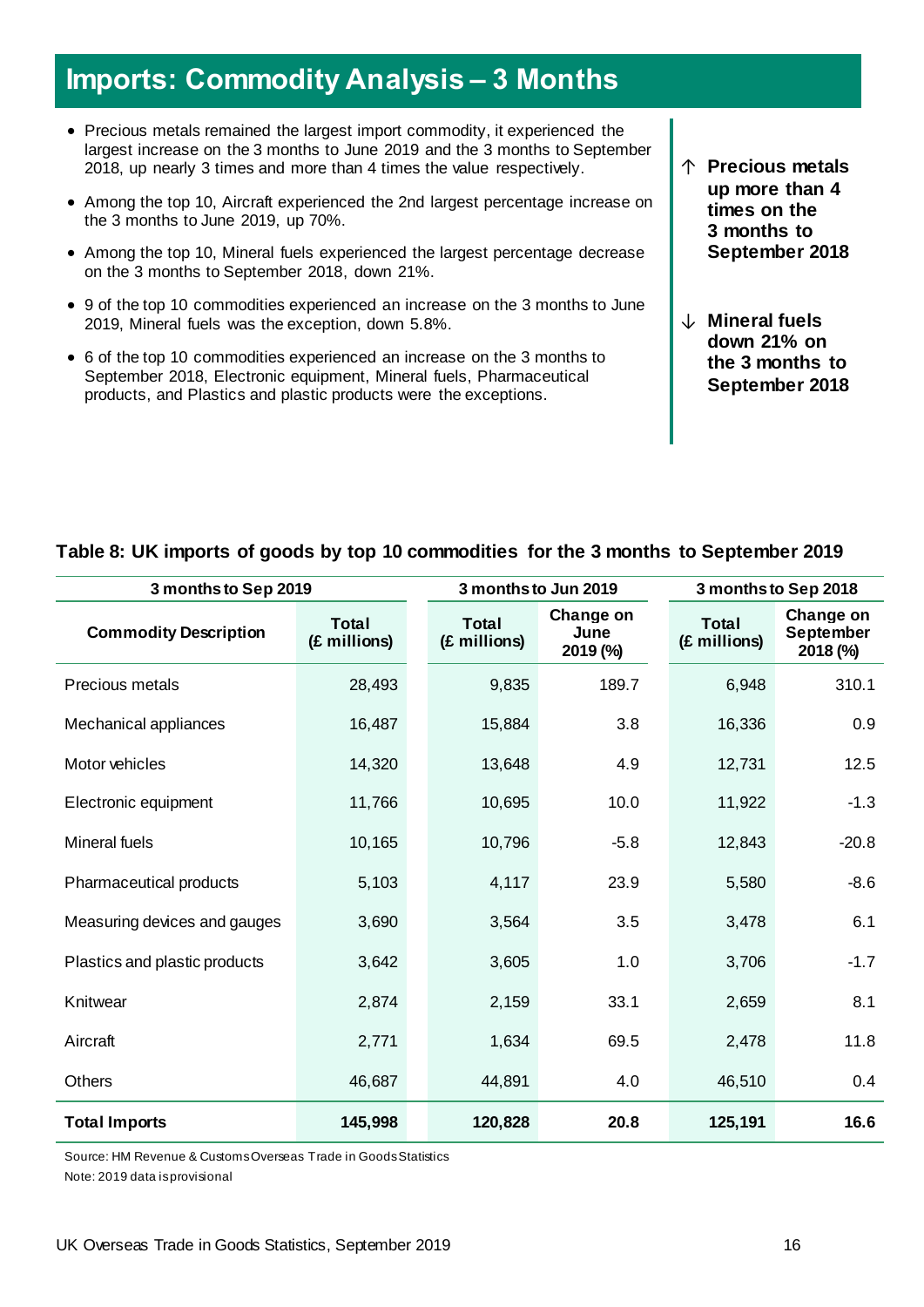# Imports: Commodity Analysis – 3 Months

- Precious metals remained the largest import commodity, it experienced the largest increase on the 3 months to June 2019 and the 3 months to September 2018, up nearly 3 times and more than 4 times the value respectively.
- Among the top 10, Aircraft experienced the 2nd largest percentage increase on the 3 months to June 2019, up 70%.
- Among the top 10, Mineral fuels experienced the largest percentage decrease on the 3 months to September 2018, down 21%.
- 9 of the top 10 commodities experienced an increase on the 3 months to June 2019, Mineral fuels was the exception, down 5.8%.
- 6 of the top 10 commodities experienced an increase on the 3 months to September 2018, Electronic equipment, Mineral fuels, Pharmaceutical products, and Plastics and plastic products were the exceptions.

**↑ Precious metals up more than 4 times on the 3 months to September 2018**

**↓ Mineral fuels down 21% on the 3 months to September 2018**

### Table 8: UK imports of goods by top 10 commodities for the 3 months to September 2019

| 3 months to Sep 2019 | | 3 months to Jun 2019 | | 3 months to Sep 2018 | |
|---|---|---|---|---|---|
| **Commodity Description** | **Total (£ millions)** | **Total (£ millions)** | **Change on June 2019 (%)** | **Total (£ millions)** | **Change on September 2018 (%)** |
| Precious metals | 28,493 | 9,835 | 189.7 | 6,948 | 310.1 |
| Mechanical appliances | 16,487 | 15,884 | 3.8 | 16,336 | 0.9 |
| Motor vehicles | 14,320 | 13,648 | 4.9 | 12,731 | 12.5 |
| Electronic equipment | 11,766 | 10,695 | 10.0 | 11,922 | -1.3 |
| Mineral fuels | 10,165 | 10,796 | -5.8 | 12,843 | -20.8 |
| Pharmaceutical products | 5,103 | 4,117 | 23.9 | 5,580 | -8.6 |
| Measuring devices and gauges | 3,690 | 3,564 | 3.5 | 3,478 | 6.1 |
| Plastics and plastic products | 3,642 | 3,605 | 1.0 | 3,706 | -1.7 |
| Knitwear | 2,874 | 2,159 | 33.1 | 2,659 | 8.1 |
| Aircraft | 2,771 | 1,634 | 69.5 | 2,478 | 11.8 |
| Others | 46,687 | 44,891 | 4.0 | 46,510 | 0.4 |
| **Total Imports** | **145,998** | **120,828** | **20.8** | **125,191** | **16.6** |

Source: HM Revenue & Customs Overseas Trade in Goods Statistics

Note: 2019 data is provisional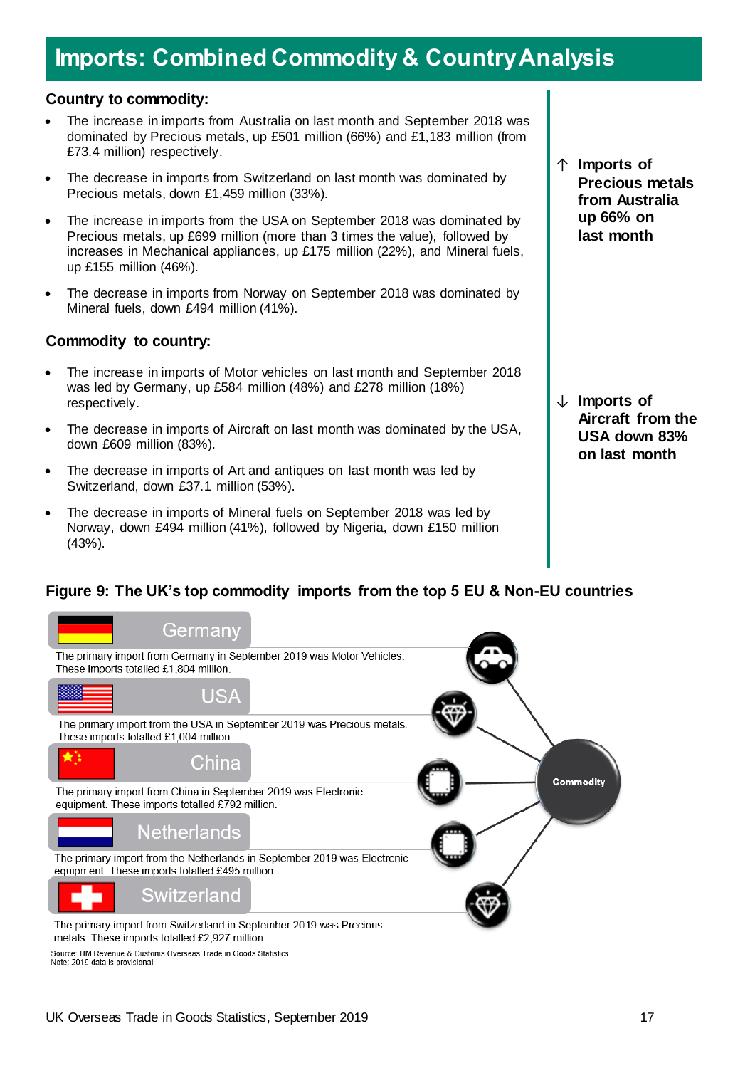# Imports: Combined Commodity & Country Analysis

## Country to commodity:

- The increase in imports from Australia on last month and September 2018 was dominated by Precious metals, up £501 million (66%) and £1,183 million (from £73.4 million) respectively.
- The decrease in imports from Switzerland on last month was dominated by Precious metals, down £1,459 million (33%).
- The increase in imports from the USA on September 2018 was dominated by Precious metals, up £699 million (more than 3 times the value), followed by increases in Mechanical appliances, up £175 million (22%), and Mineral fuels, up £155 million (46%).
- The decrease in imports from Norway on September 2018 was dominated by Mineral fuels, down £494 million (41%).

## Commodity to country:

- The increase in imports of Motor vehicles on last month and September 2018 was led by Germany, up £584 million (48%) and £278 million (18%) respectively.
- The decrease in imports of Aircraft on last month was dominated by the USA, down £609 million (83%).
- The decrease in imports of Art and antiques on last month was led by Switzerland, down £37.1 million (53%).
- The decrease in imports of Mineral fuels on September 2018 was led by Norway, down £494 million (41%), followed by Nigeria, down £150 million (43%).

**↑ Imports of Precious metals from Australia up 66% on last month**

**↓ Imports of Aircraft from the USA down 83% on last month**

**Figure 9: The UK's top commodity imports from the top 5 EU & Non-EU countries**

**Germany**
The primary import from Germany in September 2019 was Motor Vehicles. These imports totalled £1,804 million.

**USA**
The primary import from the USA in September 2019 was Precious metals. These imports totalled £1,004 million.

**China**
The primary import from China in September 2019 was Electronic equipment. These imports totalled £792 million.

**Netherlands**
The primary import from the Netherlands in September 2019 was Electronic equipment. These imports totalled £495 million.

**Switzerland**
The primary import from Switzerland in September 2019 was Precious metals. These imports totalled £2,927 million.

Commodity

Source: HM Revenue & Customs Overseas Trade in Goods Statistics
Note: 2019 data is provisional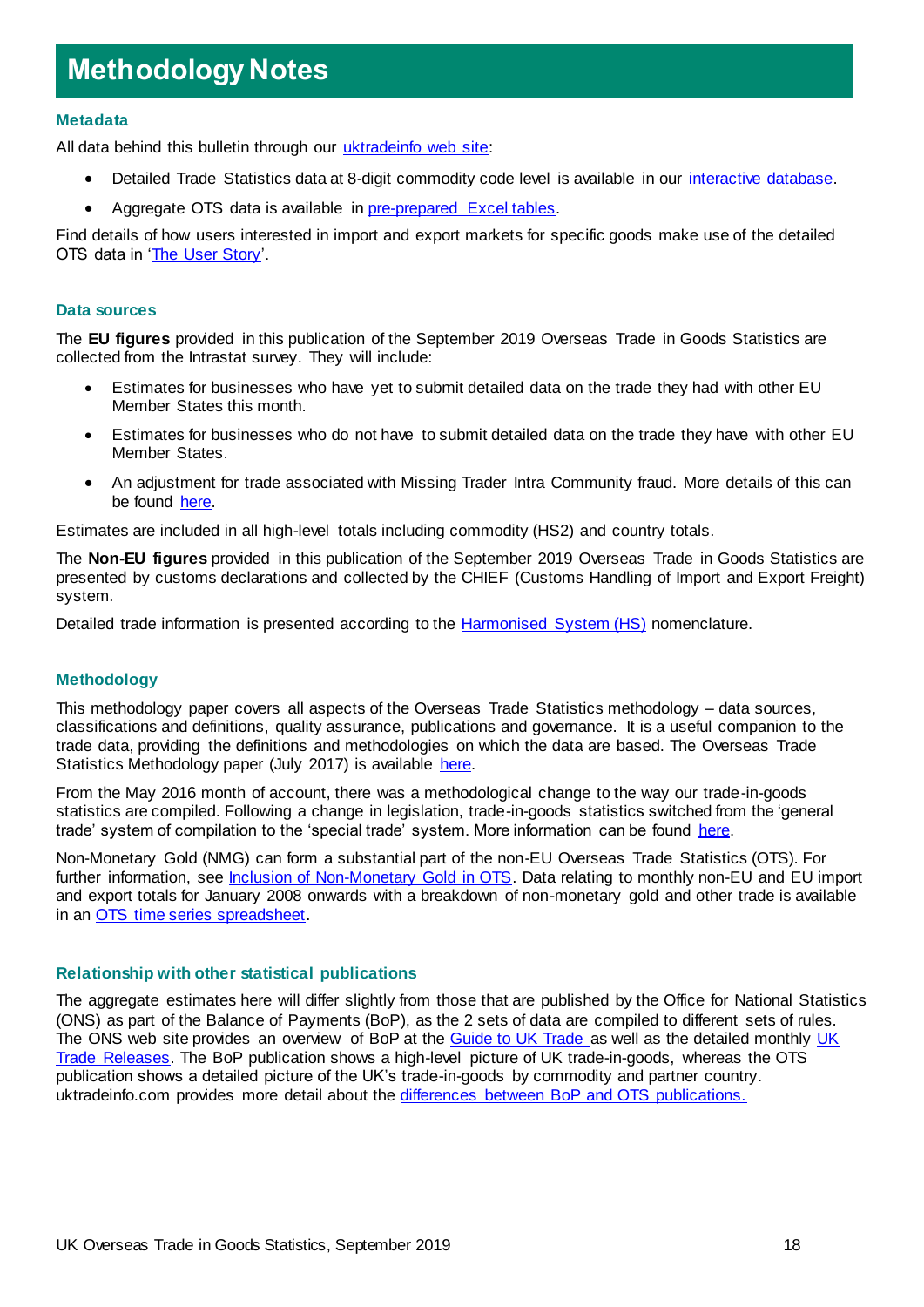# Methodology Notes

### Metadata

All data behind this bulletin through our uktradeinfo web site:

- Detailed Trade Statistics data at 8-digit commodity code level is available in our interactive database.
- Aggregate OTS data is available in pre-prepared Excel tables.

Find details of how users interested in import and export markets for specific goods make use of the detailed OTS data in 'The User Story'.

### Data sources

The **EU figures** provided in this publication of the September 2019 Overseas Trade in Goods Statistics are collected from the Intrastat survey. They will include:

- Estimates for businesses who have yet to submit detailed data on the trade they had with other EU Member States this month.
- Estimates for businesses who do not have to submit detailed data on the trade they have with other EU Member States.
- An adjustment for trade associated with Missing Trader Intra Community fraud. More details of this can be found here.

Estimates are included in all high-level totals including commodity (HS2) and country totals.

The **Non-EU figures** provided in this publication of the September 2019 Overseas Trade in Goods Statistics are presented by customs declarations and collected by the CHIEF (Customs Handling of Import and Export Freight) system.

Detailed trade information is presented according to the Harmonised System (HS) nomenclature.

### Methodology

This methodology paper covers all aspects of the Overseas Trade Statistics methodology – data sources, classifications and definitions, quality assurance, publications and governance. It is a useful companion to the trade data, providing the definitions and methodologies on which the data are based. The Overseas Trade Statistics Methodology paper (July 2017) is available here.

From the May 2016 month of account, there was a methodological change to the way our trade-in-goods statistics are compiled. Following a change in legislation, trade-in-goods statistics switched from the 'general trade' system of compilation to the 'special trade' system. More information can be found here.

Non-Monetary Gold (NMG) can form a substantial part of the non-EU Overseas Trade Statistics (OTS). For further information, see Inclusion of Non-Monetary Gold in OTS. Data relating to monthly non-EU and EU import and export totals for January 2008 onwards with a breakdown of non-monetary gold and other trade is available in an OTS time series spreadsheet.

### Relationship with other statistical publications

The aggregate estimates here will differ slightly from those that are published by the Office for National Statistics (ONS) as part of the Balance of Payments (BoP), as the 2 sets of data are compiled to different sets of rules. The ONS web site provides an overview of BoP at the Guide to UK Trade as well as the detailed monthly UK Trade Releases. The BoP publication shows a high-level picture of UK trade-in-goods, whereas the OTS publication shows a detailed picture of the UK's trade-in-goods by commodity and partner country. uktradeinfo.com provides more detail about the differences between BoP and OTS publications.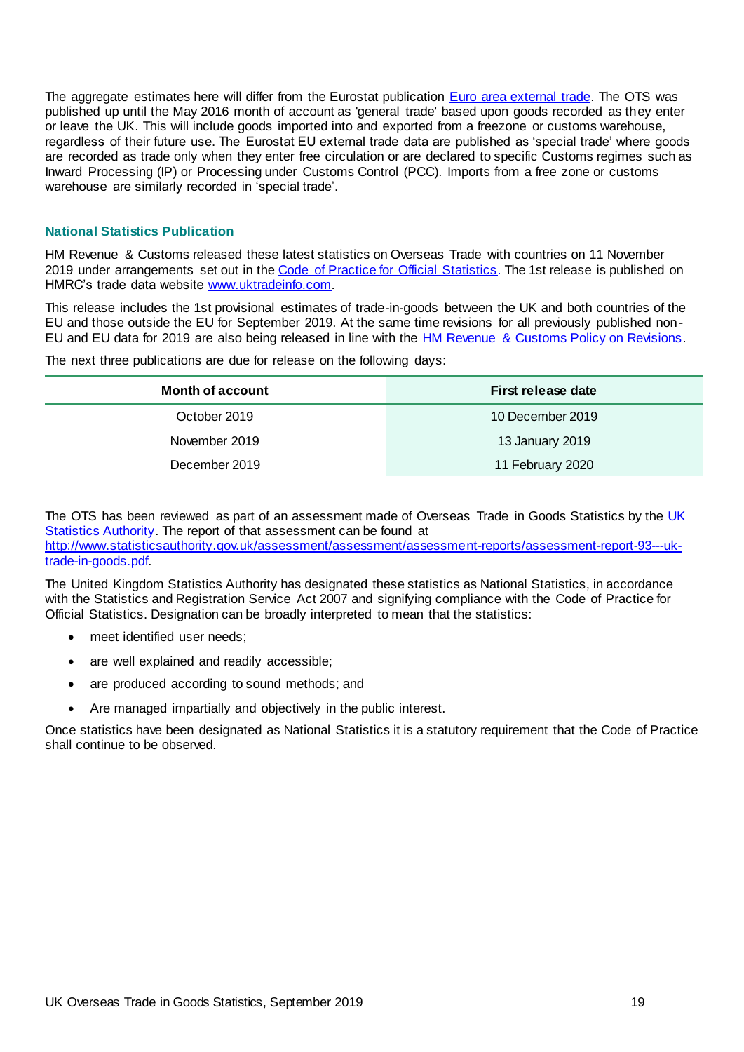The aggregate estimates here will differ from the Eurostat publication Euro area external trade. The OTS was published up until the May 2016 month of account as 'general trade' based upon goods recorded as they enter or leave the UK. This will include goods imported into and exported from a freezone or customs warehouse, regardless of their future use. The Eurostat EU external trade data are published as 'special trade' where goods are recorded as trade only when they enter free circulation or are declared to specific Customs regimes such as Inward Processing (IP) or Processing under Customs Control (PCC). Imports from a free zone or customs warehouse are similarly recorded in 'special trade'.

### National Statistics Publication

HM Revenue & Customs released these latest statistics on Overseas Trade with countries on 11 November 2019 under arrangements set out in the Code of Practice for Official Statistics. The 1st release is published on HMRC's trade data website www.uktradeinfo.com.

This release includes the 1st provisional estimates of trade-in-goods between the UK and both countries of the EU and those outside the EU for September 2019. At the same time revisions for all previously published non-EU and EU data for 2019 are also being released in line with the HM Revenue & Customs Policy on Revisions.

The next three publications are due for release on the following days:

| Month of account | First release date |
|---|---|
| October 2019 | 10 December 2019 |
| November 2019 | 13 January 2019 |
| December 2019 | 11 February 2020 |

The OTS has been reviewed as part of an assessment made of Overseas Trade in Goods Statistics by the UK Statistics Authority. The report of that assessment can be found at http://www.statisticsauthority.gov.uk/assessment/assessment/assessment-reports/assessment-report-93---uk-trade-in-goods.pdf.

The United Kingdom Statistics Authority has designated these statistics as National Statistics, in accordance with the Statistics and Registration Service Act 2007 and signifying compliance with the Code of Practice for Official Statistics. Designation can be broadly interpreted to mean that the statistics:

- meet identified user needs;
- are well explained and readily accessible;
- are produced according to sound methods; and
- Are managed impartially and objectively in the public interest.

Once statistics have been designated as National Statistics it is a statutory requirement that the Code of Practice shall continue to be observed.